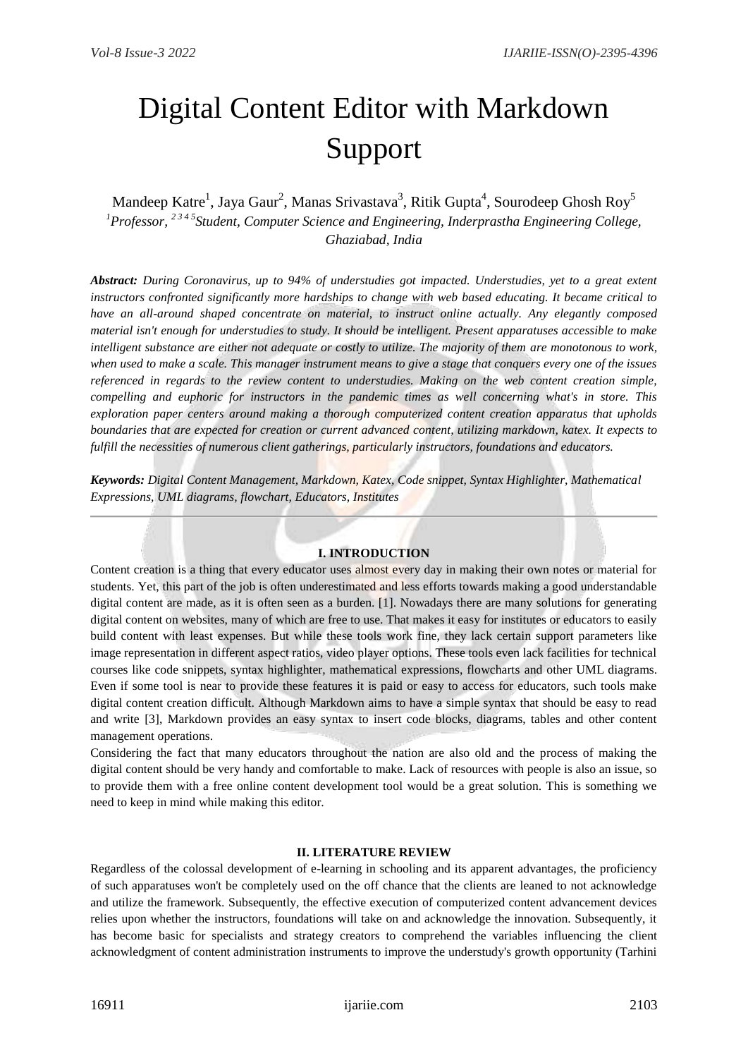# Digital Content Editor with Markdown Support

Mandeep Katre[1], Jaya Gaur[2], Manas Srivastava[3], Ritik Gupta[4], Sourodeep Ghosh Roy[5]

*[1]Professor, [2 3 4 5]Student, Computer Science and Engineering, Inderprastha Engineering College, Ghaziabad, India*

***Abstract:*** *During Coronavirus, up to 94% of understudies got impacted. Understudies, yet to a great extent instructors confronted significantly more hardships to change with web based educating. It became critical to have an all-around shaped concentrate on material, to instruct online actually. Any elegantly composed material isn't enough for understudies to study. It should be intelligent. Present apparatuses accessible to make intelligent substance are either not adequate or costly to utilize. The majority of them are monotonous to work, when used to make a scale. This manager instrument means to give a stage that conquers every one of the issues referenced in regards to the review content to understudies. Making on the web content creation simple, compelling and euphoric for instructors in the pandemic times as well concerning what's in store. This exploration paper centers around making a thorough computerized content creation apparatus that upholds boundaries that are expected for creation or current advanced content, utilizing markdown, katex. It expects to fulfill the necessities of numerous client gatherings, particularly instructors, foundations and educators.*

***Keywords:*** *Digital Content Management, Markdown, Katex, Code snippet, Syntax Highlighter, Mathematical Expressions, UML diagrams, flowchart, Educators, Institutes*

## I. INTRODUCTION

Content creation is a thing that every educator uses almost every day in making their own notes or material for students. Yet, this part of the job is often underestimated and less efforts towards making a good understandable digital content are made, as it is often seen as a burden. [1]. Nowadays there are many solutions for generating digital content on websites, many of which are free to use. That makes it easy for institutes or educators to easily build content with least expenses. But while these tools work fine, they lack certain support parameters like image representation in different aspect ratios, video player options. These tools even lack facilities for technical courses like code snippets, syntax highlighter, mathematical expressions, flowcharts and other UML diagrams. Even if some tool is near to provide these features it is paid or easy to access for educators, such tools make digital content creation difficult. Although Markdown aims to have a simple syntax that should be easy to read and write [3], Markdown provides an easy syntax to insert code blocks, diagrams, tables and other content management operations.

Considering the fact that many educators throughout the nation are also old and the process of making the digital content should be very handy and comfortable to make. Lack of resources with people is also an issue, so to provide them with a free online content development tool would be a great solution. This is something we need to keep in mind while making this editor.

## II. LITERATURE REVIEW

Regardless of the colossal development of e-learning in schooling and its apparent advantages, the proficiency of such apparatuses won't be completely used on the off chance that the clients are leaned to not acknowledge and utilize the framework. Subsequently, the effective execution of computerized content advancement devices relies upon whether the instructors, foundations will take on and acknowledge the innovation. Subsequently, it has become basic for specialists and strategy creators to comprehend the variables influencing the client acknowledgment of content administration instruments to improve the understudy's growth opportunity (Tarhini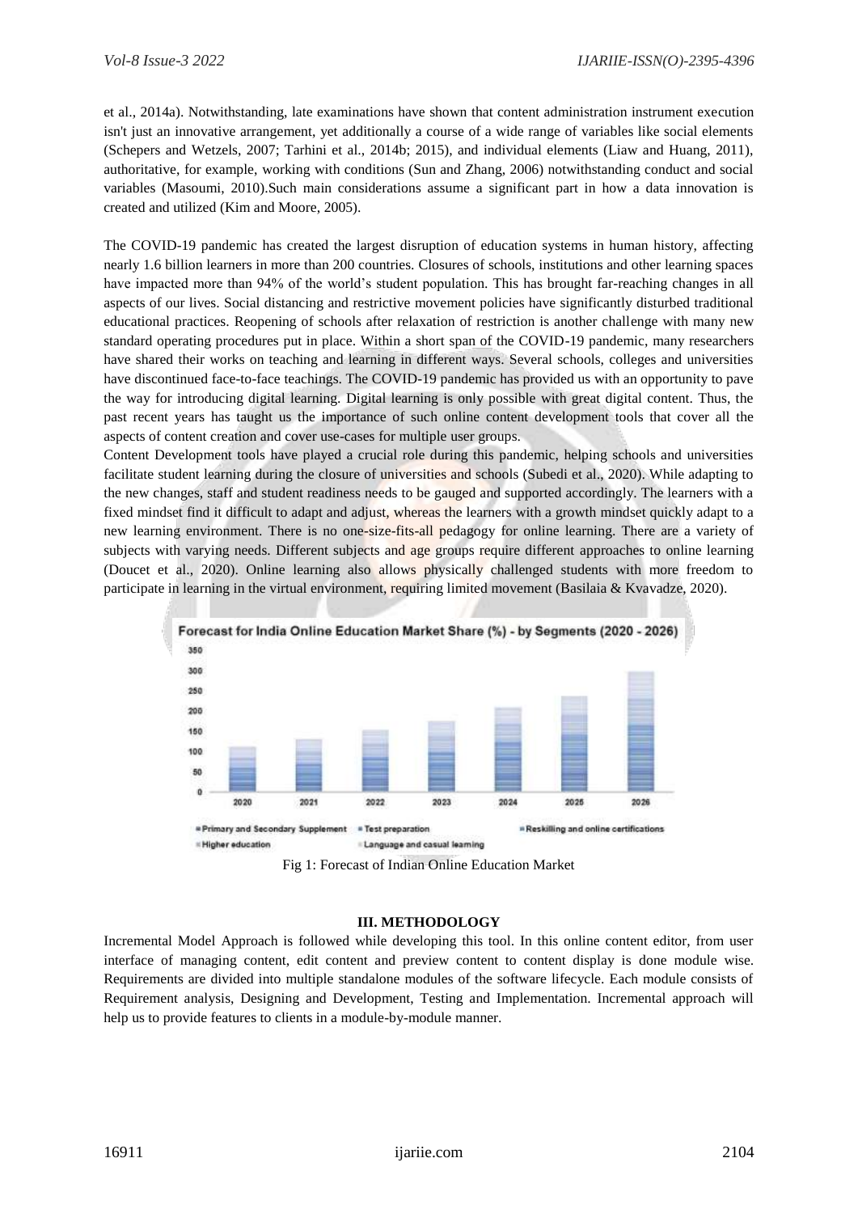et al., 2014a). Notwithstanding, late examinations have shown that content administration instrument execution isn't just an innovative arrangement, yet additionally a course of a wide range of variables like social elements (Schepers and Wetzels, 2007; Tarhini et al., 2014b; 2015), and individual elements (Liaw and Huang, 2011), authoritative, for example, working with conditions (Sun and Zhang, 2006) notwithstanding conduct and social variables (Masoumi, 2010).Such main considerations assume a significant part in how a data innovation is created and utilized (Kim and Moore, 2005).

The COVID-19 pandemic has created the largest disruption of education systems in human history, affecting nearly 1.6 billion learners in more than 200 countries. Closures of schools, institutions and other learning spaces have impacted more than 94% of the world's student population. This has brought far-reaching changes in all aspects of our lives. Social distancing and restrictive movement policies have significantly disturbed traditional educational practices. Reopening of schools after relaxation of restriction is another challenge with many new standard operating procedures put in place. Within a short span of the COVID-19 pandemic, many researchers have shared their works on teaching and learning in different ways. Several schools, colleges and universities have discontinued face-to-face teachings. The COVID-19 pandemic has provided us with an opportunity to pave the way for introducing digital learning. Digital learning is only possible with great digital content. Thus, the past recent years has taught us the importance of such online content development tools that cover all the aspects of content creation and cover use-cases for multiple user groups.

Content Development tools have played a crucial role during this pandemic, helping schools and universities facilitate student learning during the closure of universities and schools (Subedi et al., 2020). While adapting to the new changes, staff and student readiness needs to be gauged and supported accordingly. The learners with a fixed mindset find it difficult to adapt and adjust, whereas the learners with a growth mindset quickly adapt to a new learning environment. There is no one-size-fits-all pedagogy for online learning. There are a variety of subjects with varying needs. Different subjects and age groups require different approaches to online learning (Doucet et al., 2020). Online learning also allows physically challenged students with more freedom to participate in learning in the virtual environment, requiring limited movement (Basilaia & Kvavadze, 2020).

Fig 1: Forecast of Indian Online Education Market

## III. METHODOLOGY

Incremental Model Approach is followed while developing this tool. In this online content editor, from user interface of managing content, edit content and preview content to content display is done module wise. Requirements are divided into multiple standalone modules of the software lifecycle. Each module consists of Requirement analysis, Designing and Development, Testing and Implementation. Incremental approach will help us to provide features to clients in a module-by-module manner.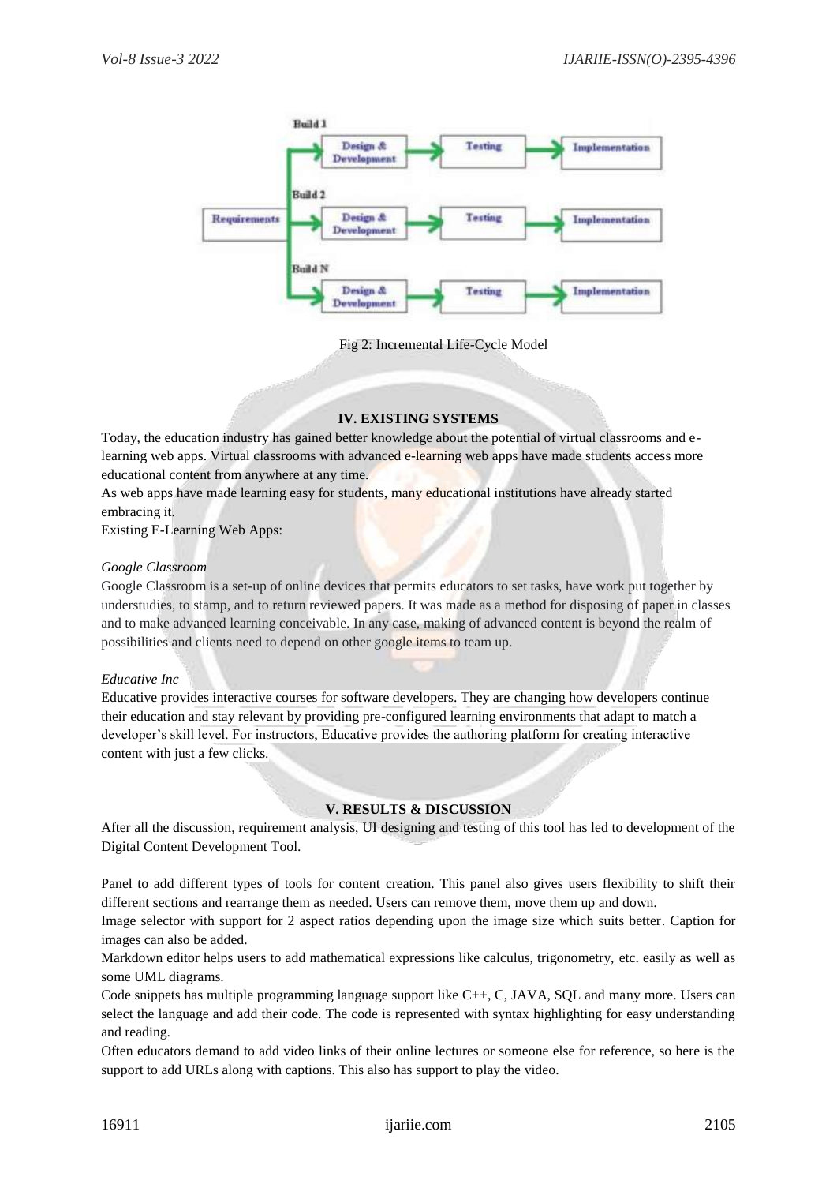Fig 2: Incremental Life-Cycle Model

## IV. EXISTING SYSTEMS

Today, the education industry has gained better knowledge about the potential of virtual classrooms and e-learning web apps. Virtual classrooms with advanced e-learning web apps have made students access more educational content from anywhere at any time.

As web apps have made learning easy for students, many educational institutions have already started embracing it.

Existing E-Learning Web Apps:

*Google Classroom*

Google Classroom is a set-up of online devices that permits educators to set tasks, have work put together by understudies, to stamp, and to return reviewed papers. It was made as a method for disposing of paper in classes and to make advanced learning conceivable. In any case, making of advanced content is beyond the realm of possibilities and clients need to depend on other google items to team up.

*Educative Inc*

Educative provides interactive courses for software developers. They are changing how developers continue their education and stay relevant by providing pre-configured learning environments that adapt to match a developer's skill level. For instructors, Educative provides the authoring platform for creating interactive content with just a few clicks.

## V. RESULTS & DISCUSSION

After all the discussion, requirement analysis, UI designing and testing of this tool has led to development of the Digital Content Development Tool.

Panel to add different types of tools for content creation. This panel also gives users flexibility to shift their different sections and rearrange them as needed. Users can remove them, move them up and down.

Image selector with support for 2 aspect ratios depending upon the image size which suits better. Caption for images can also be added.

Markdown editor helps users to add mathematical expressions like calculus, trigonometry, etc. easily as well as some UML diagrams.

Code snippets has multiple programming language support like C++, C, JAVA, SQL and many more. Users can select the language and add their code. The code is represented with syntax highlighting for easy understanding and reading.

Often educators demand to add video links of their online lectures or someone else for reference, so here is the support to add URLs along with captions. This also has support to play the video.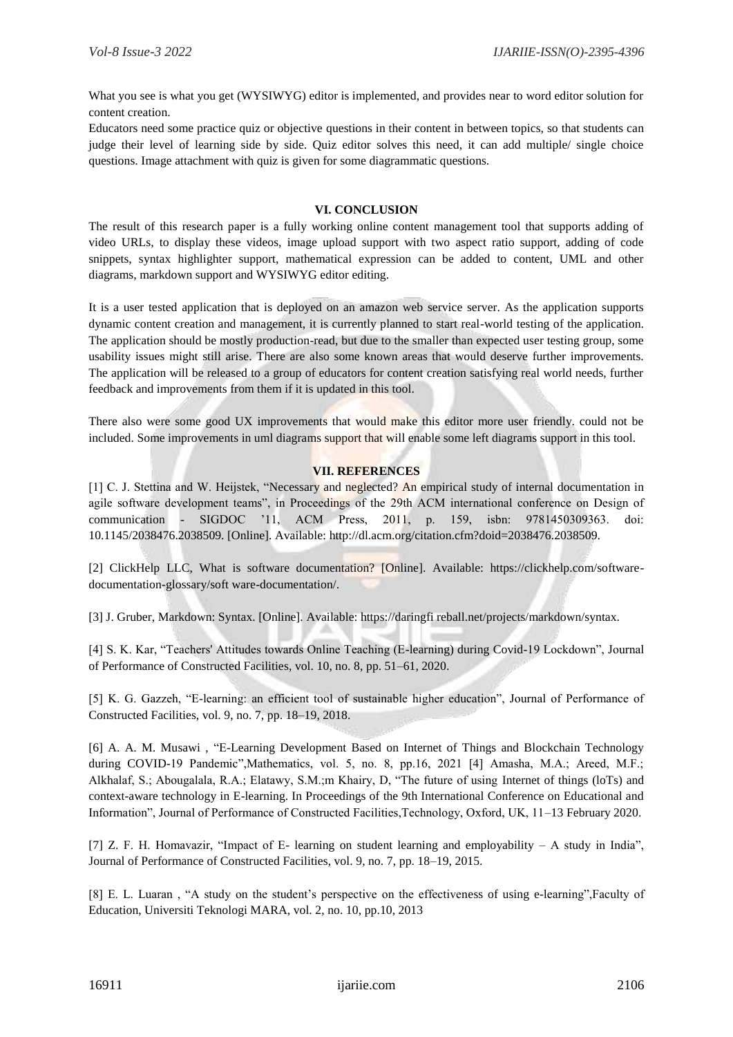What you see is what you get (WYSIWYG) editor is implemented, and provides near to word editor solution for content creation.

Educators need some practice quiz or objective questions in their content in between topics, so that students can judge their level of learning side by side. Quiz editor solves this need, it can add multiple/ single choice questions. Image attachment with quiz is given for some diagrammatic questions.

## VI. CONCLUSION

The result of this research paper is a fully working online content management tool that supports adding of video URLs, to display these videos, image upload support with two aspect ratio support, adding of code snippets, syntax highlighter support, mathematical expression can be added to content, UML and other diagrams, markdown support and WYSIWYG editor editing.

It is a user tested application that is deployed on an amazon web service server. As the application supports dynamic content creation and management, it is currently planned to start real-world testing of the application. The application should be mostly production-read, but due to the smaller than expected user testing group, some usability issues might still arise. There are also some known areas that would deserve further improvements. The application will be released to a group of educators for content creation satisfying real world needs, further feedback and improvements from them if it is updated in this tool.

There also were some good UX improvements that would make this editor more user friendly. could not be included. Some improvements in uml diagrams support that will enable some left diagrams support in this tool.

## VII. REFERENCES

[1] C. J. Stettina and W. Heijstek, "Necessary and neglected? An empirical study of internal documentation in agile software development teams", in Proceedings of the 29th ACM international conference on Design of communication - SIGDOC '11, ACM Press, 2011, p. 159, isbn: 9781450309363. doi: 10.1145/2038476.2038509. [Online]. Available: http://dl.acm.org/citation.cfm?doid=2038476.2038509.

[2] ClickHelp LLC, What is software documentation? [Online]. Available: https://clickhelp.com/software-documentation-glossary/soft ware-documentation/.

[3] J. Gruber, Markdown: Syntax. [Online]. Available: https://daringfi reball.net/projects/markdown/syntax.

[4] S. K. Kar, "Teachers' Attitudes towards Online Teaching (E-learning) during Covid-19 Lockdown", Journal of Performance of Constructed Facilities, vol. 10, no. 8, pp. 51–61, 2020.

[5] K. G. Gazzeh, "E-learning: an efficient tool of sustainable higher education", Journal of Performance of Constructed Facilities, vol. 9, no. 7, pp. 18–19, 2018.

[6] A. A. M. Musawi , "E-Learning Development Based on Internet of Things and Blockchain Technology during COVID-19 Pandemic",Mathematics, vol. 5, no. 8, pp.16, 2021 [4] Amasha, M.A.; Areed, M.F.; Alkhalaf, S.; Abougalala, R.A.; Elatawy, S.M.;m Khairy, D, "The future of using Internet of things (loTs) and context-aware technology in E-learning. In Proceedings of the 9th International Conference on Educational and Information", Journal of Performance of Constructed Facilities,Technology, Oxford, UK, 11–13 February 2020.

[7] Z. F. H. Homavazir, "Impact of E- learning on student learning and employability – A study in India", Journal of Performance of Constructed Facilities, vol. 9, no. 7, pp. 18–19, 2015.

[8] E. L. Luaran , "A study on the student's perspective on the effectiveness of using e-learning",Faculty of Education, Universiti Teknologi MARA, vol. 2, no. 10, pp.10, 2013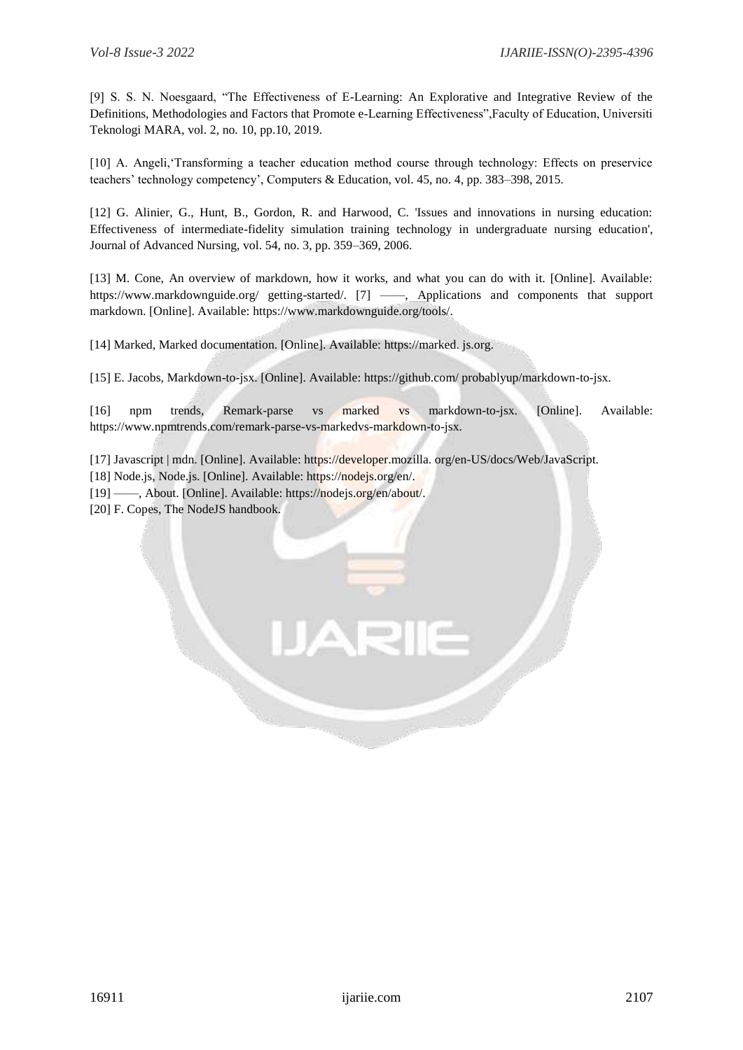[9] S. S. N. Noesgaard, "The Effectiveness of E-Learning: An Explorative and Integrative Review of the Definitions, Methodologies and Factors that Promote e-Learning Effectiveness",Faculty of Education, Universiti Teknologi MARA, vol. 2, no. 10, pp.10, 2019.

[10] A. Angeli,'Transforming a teacher education method course through technology: Effects on preservice teachers' technology competency', Computers & Education, vol. 45, no. 4, pp. 383–398, 2015.

[12] G. Alinier, G., Hunt, B., Gordon, R. and Harwood, C. 'Issues and innovations in nursing education: Effectiveness of intermediate-fidelity simulation training technology in undergraduate nursing education', Journal of Advanced Nursing, vol. 54, no. 3, pp. 359–369, 2006.

[13] M. Cone, An overview of markdown, how it works, and what you can do with it. [Online]. Available: https://www.markdownguide.org/ getting-started/. [7] ——, Applications and components that support markdown. [Online]. Available: https://www.markdownguide.org/tools/.

[14] Marked, Marked documentation. [Online]. Available: https://marked. js.org.

[15] E. Jacobs, Markdown-to-jsx. [Online]. Available: https://github.com/ probablyup/markdown-to-jsx.

[16] npm trends, Remark-parse vs marked vs markdown-to-jsx. [Online]. Available: https://www.npmtrends.com/remark-parse-vs-markedvs-markdown-to-jsx.

[17] Javascript | mdn. [Online]. Available: https://developer.mozilla. org/en-US/docs/Web/JavaScript.

[18] Node.js, Node.js. [Online]. Available: https://nodejs.org/en/.

[19] ——, About. [Online]. Available: https://nodejs.org/en/about/.

[20] F. Copes, The NodeJS handbook.